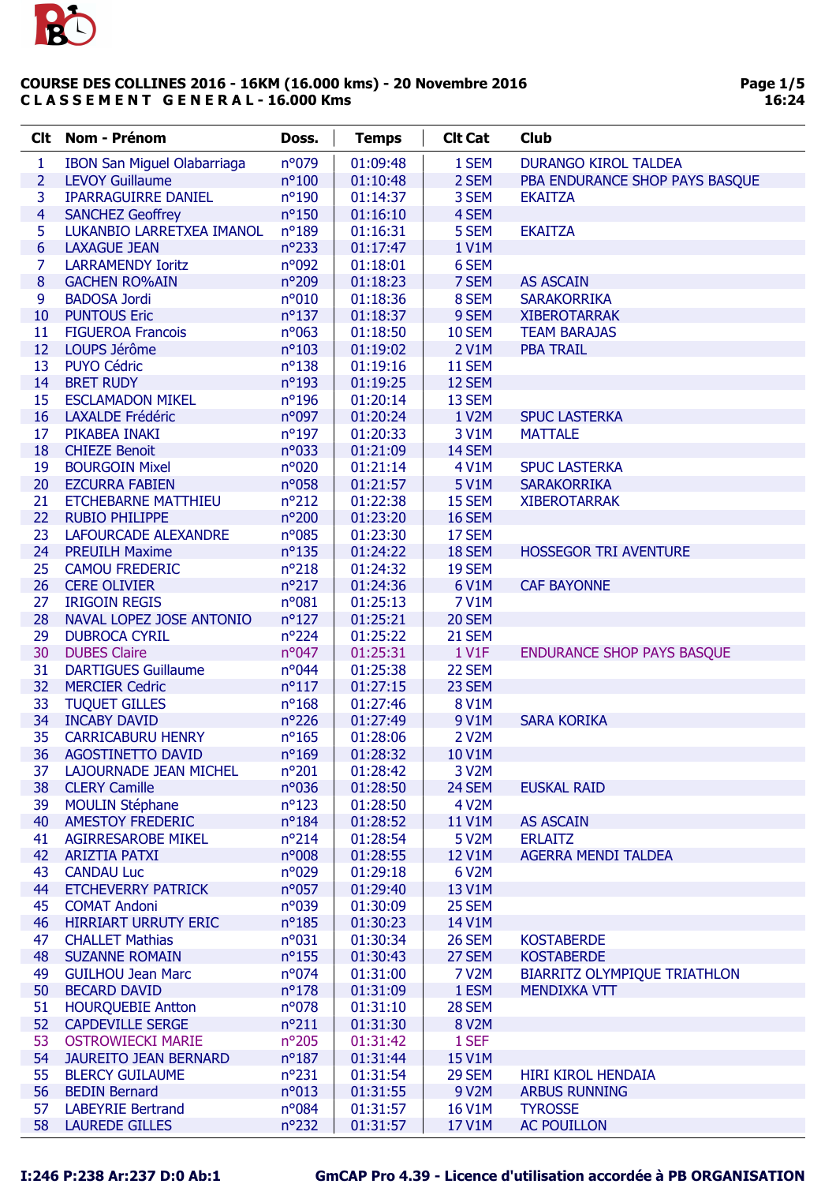**COURSE DES COLLINES 2016 - 16KM (16.000 kms) - 20 Novembre 2016**

**C L A S S E M E N T   G E N E R A L - 16.000 Kms**

| Clt | Nom - Prénom | Doss. | Temps | Clt Cat | Club |
|---|---|---|---|---|---|
| 1 | IBON San Miguel Olabarriaga | n°079 | 01:09:48 | 1 SEM | DURANGO KIROL TALDEA |
| 2 | LEVOY Guillaume | n°100 | 01:10:48 | 2 SEM | PBA ENDURANCE SHOP PAYS BASQUE |
| 3 | IPARRAGUIRRE DANIEL | n°190 | 01:14:37 | 3 SEM | EKAITZA |
| 4 | SANCHEZ Geoffrey | n°150 | 01:16:10 | 4 SEM | |
| 5 | LUKANBIO LARRETXEA IMANOL | n°189 | 01:16:31 | 5 SEM | EKAITZA |
| 6 | LAXAGUE JEAN | n°233 | 01:17:47 | 1 V1M | |
| 7 | LARRAMENDY Ioritz | n°092 | 01:18:01 | 6 SEM | |
| 8 | GACHEN RO%AIN | n°209 | 01:18:23 | 7 SEM | AS ASCAIN |
| 9 | BADOSA Jordi | n°010 | 01:18:36 | 8 SEM | SARAKORRIKA |
| 10 | PUNTOUS Eric | n°137 | 01:18:37 | 9 SEM | XIBEROTARRAK |
| 11 | FIGUEROA Francois | n°063 | 01:18:50 | 10 SEM | TEAM BARAJAS |
| 12 | LOUPS Jérôme | n°103 | 01:19:02 | 2 V1M | PBA TRAIL |
| 13 | PUYO Cédric | n°138 | 01:19:16 | 11 SEM | |
| 14 | BRET RUDY | n°193 | 01:19:25 | 12 SEM | |
| 15 | ESCLAMADON MIKEL | n°196 | 01:20:14 | 13 SEM | |
| 16 | LAXALDE Frédéric | n°097 | 01:20:24 | 1 V2M | SPUC LASTERKA |
| 17 | PIKABEA INAKI | n°197 | 01:20:33 | 3 V1M | MATTALE |
| 18 | CHIEZE Benoit | n°033 | 01:21:09 | 14 SEM | |
| 19 | BOURGOIN Mixel | n°020 | 01:21:14 | 4 V1M | SPUC LASTERKA |
| 20 | EZCURRA FABIEN | n°058 | 01:21:57 | 5 V1M | SARAKORRIKA |
| 21 | ETCHEBARNE MATTHIEU | n°212 | 01:22:38 | 15 SEM | XIBEROTARRAK |
| 22 | RUBIO PHILIPPE | n°200 | 01:23:20 | 16 SEM | |
| 23 | LAFOURCADE ALEXANDRE | n°085 | 01:23:30 | 17 SEM | |
| 24 | PREUILH Maxime | n°135 | 01:24:22 | 18 SEM | HOSSEGOR TRI AVENTURE |
| 25 | CAMOU FREDERIC | n°218 | 01:24:32 | 19 SEM | |
| 26 | CERE OLIVIER | n°217 | 01:24:36 | 6 V1M | CAF BAYONNE |
| 27 | IRIGOIN REGIS | n°081 | 01:25:13 | 7 V1M | |
| 28 | NAVAL LOPEZ JOSE ANTONIO | n°127 | 01:25:21 | 20 SEM | |
| 29 | DUBROCA CYRIL | n°224 | 01:25:22 | 21 SEM | |
| 30 | DUBES Claire | n°047 | 01:25:31 | 1 V1F | ENDURANCE SHOP PAYS BASQUE |
| 31 | DARTIGUES Guillaume | n°044 | 01:25:38 | 22 SEM | |
| 32 | MERCIER Cedric | n°117 | 01:27:15 | 23 SEM | |
| 33 | TUQUET GILLES | n°168 | 01:27:46 | 8 V1M | |
| 34 | INCABY DAVID | n°226 | 01:27:49 | 9 V1M | SARA KORIKA |
| 35 | CARRICABURU HENRY | n°165 | 01:28:06 | 2 V2M | |
| 36 | AGOSTINETTO DAVID | n°169 | 01:28:32 | 10 V1M | |
| 37 | LAJOURNADE JEAN MICHEL | n°201 | 01:28:42 | 3 V2M | |
| 38 | CLERY Camille | n°036 | 01:28:50 | 24 SEM | EUSKAL RAID |
| 39 | MOULIN Stéphane | n°123 | 01:28:50 | 4 V2M | |
| 40 | AMESTOY FREDERIC | n°184 | 01:28:52 | 11 V1M | AS ASCAIN |
| 41 | AGIRRESAROBE MIKEL | n°214 | 01:28:54 | 5 V2M | ERLAITZ |
| 42 | ARIZTIA PATXI | n°008 | 01:28:55 | 12 V1M | AGERRA MENDI TALDEA |
| 43 | CANDAU Luc | n°029 | 01:29:18 | 6 V2M | |
| 44 | ETCHEVERRY PATRICK | n°057 | 01:29:40 | 13 V1M | |
| 45 | COMAT Andoni | n°039 | 01:30:09 | 25 SEM | |
| 46 | HIRRIART URRUTY ERIC | n°185 | 01:30:23 | 14 V1M | |
| 47 | CHALLET Mathias | n°031 | 01:30:34 | 26 SEM | KOSTABERDE |
| 48 | SUZANNE ROMAIN | n°155 | 01:30:43 | 27 SEM | KOSTABERDE |
| 49 | GUILHOU Jean Marc | n°074 | 01:31:00 | 7 V2M | BIARRITZ OLYMPIQUE TRIATHLON |
| 50 | BECARD DAVID | n°178 | 01:31:09 | 1 ESM | MENDIXKA VTT |
| 51 | HOURQUEBIE Antton | n°078 | 01:31:10 | 28 SEM | |
| 52 | CAPDEVILLE SERGE | n°211 | 01:31:30 | 8 V2M | |
| 53 | OSTROWIECKI MARIE | n°205 | 01:31:42 | 1 SEF | |
| 54 | JAUREITO JEAN BERNARD | n°187 | 01:31:44 | 15 V1M | |
| 55 | BLERCY GUILAUME | n°231 | 01:31:54 | 29 SEM | HIRI KIROL HENDAIA |
| 56 | BEDIN Bernard | n°013 | 01:31:55 | 9 V2M | ARBUS RUNNING |
| 57 | LABEYRIE Bertrand | n°084 | 01:31:57 | 16 V1M | TYROSSE |
| 58 | LAUREDE GILLES | n°232 | 01:31:57 | 17 V1M | AC POUILLON |

I:246 P:238 Ar:237 D:0 Ab:1

GmCAP Pro 4.39 - Licence d'utilisation accordée à PB ORGANISATION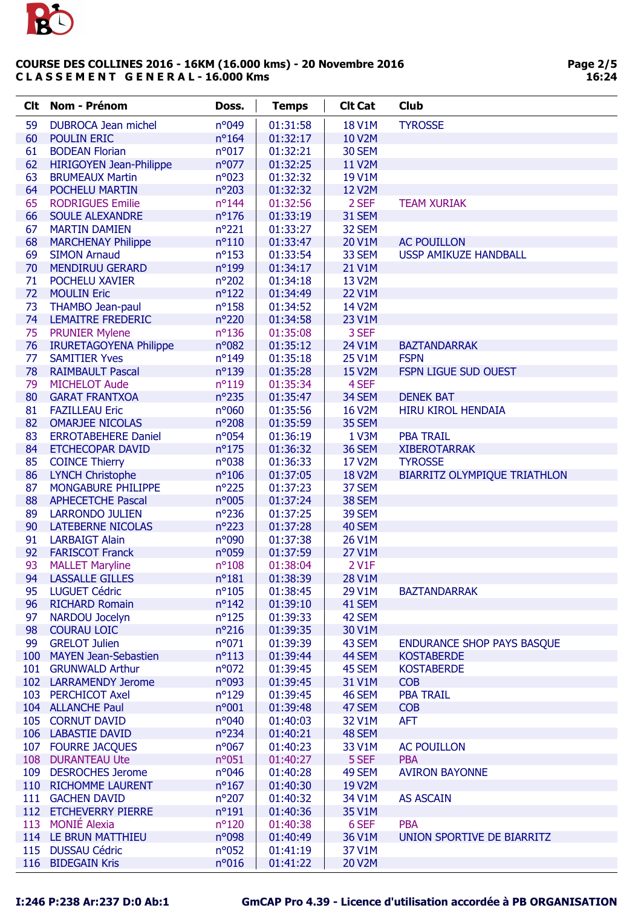# COURSE DES COLLINES 2016 - 16KM (16.000 kms) - 20 Novembre 2016

**C L A S S E M E N T G E N E R A L - 16.000 Kms**

| Clt | Nom - Prénom | Doss. | Temps | Clt Cat | Club |
|---|---|---|---|---|---|
| 59 | DUBROCA Jean michel | n°049 | 01:31:58 | 18 V1M | TYROSSE |
| 60 | POULIN ERIC | n°164 | 01:32:17 | 10 V2M | |
| 61 | BODEAN Florian | n°017 | 01:32:21 | 30 SEM | |
| 62 | HIRIGOYEN Jean-Philippe | n°077 | 01:32:25 | 11 V2M | |
| 63 | BRUMEAUX Martin | n°023 | 01:32:32 | 19 V1M | |
| 64 | POCHELU MARTIN | n°203 | 01:32:32 | 12 V2M | |
| 65 | RODRIGUES Emilie | n°144 | 01:32:56 | 2 SEF | TEAM XURIAK |
| 66 | SOULE ALEXANDRE | n°176 | 01:33:19 | 31 SEM | |
| 67 | MARTIN DAMIEN | n°221 | 01:33:27 | 32 SEM | |
| 68 | MARCHENAY Philippe | n°110 | 01:33:47 | 20 V1M | AC POUILLON |
| 69 | SIMON Arnaud | n°153 | 01:33:54 | 33 SEM | USSP AMIKUZE HANDBALL |
| 70 | MENDIRUU GERARD | n°199 | 01:34:17 | 21 V1M | |
| 71 | POCHELU XAVIER | n°202 | 01:34:18 | 13 V2M | |
| 72 | MOULIN Eric | n°122 | 01:34:49 | 22 V1M | |
| 73 | THAMBO Jean-paul | n°158 | 01:34:52 | 14 V2M | |
| 74 | LEMAITRE FREDERIC | n°220 | 01:34:58 | 23 V1M | |
| 75 | PRUNIER Mylene | n°136 | 01:35:08 | 3 SEF | |
| 76 | IRURETAGOYENA Philippe | n°082 | 01:35:12 | 24 V1M | BAZTANDARRAK |
| 77 | SAMITIER Yves | n°149 | 01:35:18 | 25 V1M | FSPN |
| 78 | RAIMBAULT Pascal | n°139 | 01:35:28 | 15 V2M | FSPN LIGUE SUD OUEST |
| 79 | MICHELOT Aude | n°119 | 01:35:34 | 4 SEF | |
| 80 | GARAT FRANTXOA | n°235 | 01:35:47 | 34 SEM | DENEK BAT |
| 81 | FAZILLEAU Eric | n°060 | 01:35:56 | 16 V2M | HIRU KIROL HENDAIA |
| 82 | OMARJEE NICOLAS | n°208 | 01:35:59 | 35 SEM | |
| 83 | ERROTABEHERE Daniel | n°054 | 01:36:19 | 1 V3M | PBA TRAIL |
| 84 | ETCHECOPAR DAVID | n°175 | 01:36:32 | 36 SEM | XIBEROTARRAK |
| 85 | COINCE Thierry | n°038 | 01:36:33 | 17 V2M | TYROSSE |
| 86 | LYNCH Christophe | n°106 | 01:37:05 | 18 V2M | BIARRITZ OLYMPIQUE TRIATHLON |
| 87 | MONGABURE PHILIPPE | n°225 | 01:37:23 | 37 SEM | |
| 88 | APHECETCHE Pascal | n°005 | 01:37:24 | 38 SEM | |
| 89 | LARRONDO JULIEN | n°236 | 01:37:25 | 39 SEM | |
| 90 | LATEBERNE NICOLAS | n°223 | 01:37:28 | 40 SEM | |
| 91 | LARBAIGT Alain | n°090 | 01:37:38 | 26 V1M | |
| 92 | FARISCOT Franck | n°059 | 01:37:59 | 27 V1M | |
| 93 | MALLET Maryline | n°108 | 01:38:04 | 2 V1F | |
| 94 | LASSALLE GILLES | n°181 | 01:38:39 | 28 V1M | |
| 95 | LUGUET Cédric | n°105 | 01:38:45 | 29 V1M | BAZTANDARRAK |
| 96 | RICHARD Romain | n°142 | 01:39:10 | 41 SEM | |
| 97 | NARDOU Jocelyn | n°125 | 01:39:33 | 42 SEM | |
| 98 | COURAU LOIC | n°216 | 01:39:35 | 30 V1M | |
| 99 | GRELOT Julien | n°071 | 01:39:39 | 43 SEM | ENDURANCE SHOP PAYS BASQUE |
| 100 | MAYEN Jean-Sebastien | n°113 | 01:39:44 | 44 SEM | KOSTABERDE |
| 101 | GRUNWALD Arthur | n°072 | 01:39:45 | 45 SEM | KOSTABERDE |
| 102 | LARRAMENDY Jerome | n°093 | 01:39:45 | 31 V1M | COB |
| 103 | PERCHICOT Axel | n°129 | 01:39:45 | 46 SEM | PBA TRAIL |
| 104 | ALLANCHE Paul | n°001 | 01:39:48 | 47 SEM | COB |
| 105 | CORNUT DAVID | n°040 | 01:40:03 | 32 V1M | AFT |
| 106 | LABASTIE DAVID | n°234 | 01:40:21 | 48 SEM | |
| 107 | FOURRE JACQUES | n°067 | 01:40:23 | 33 V1M | AC POUILLON |
| 108 | DURANTEAU Ute | n°051 | 01:40:27 | 5 SEF | PBA |
| 109 | DESROCHES Jerome | n°046 | 01:40:28 | 49 SEM | AVIRON BAYONNE |
| 110 | RICHOMME LAURENT | n°167 | 01:40:30 | 19 V2M | |
| 111 | GACHEN DAVID | n°207 | 01:40:32 | 34 V1M | AS ASCAIN |
| 112 | ETCHEVERRY PIERRE | n°191 | 01:40:36 | 35 V1M | |
| 113 | MONIÉ Alexia | n°120 | 01:40:38 | 6 SEF | PBA |
| 114 | LE BRUN MATTHIEU | n°098 | 01:40:49 | 36 V1M | UNION SPORTIVE DE BIARRITZ |
| 115 | DUSSAU Cédric | n°052 | 01:41:19 | 37 V1M | |
| 116 | BIDEGAIN Kris | n°016 | 01:41:22 | 20 V2M | |

I:246 P:238 Ar:237 D:0 Ab:1

GmCAP Pro 4.39 - Licence d'utilisation accordée à PB ORGANISATION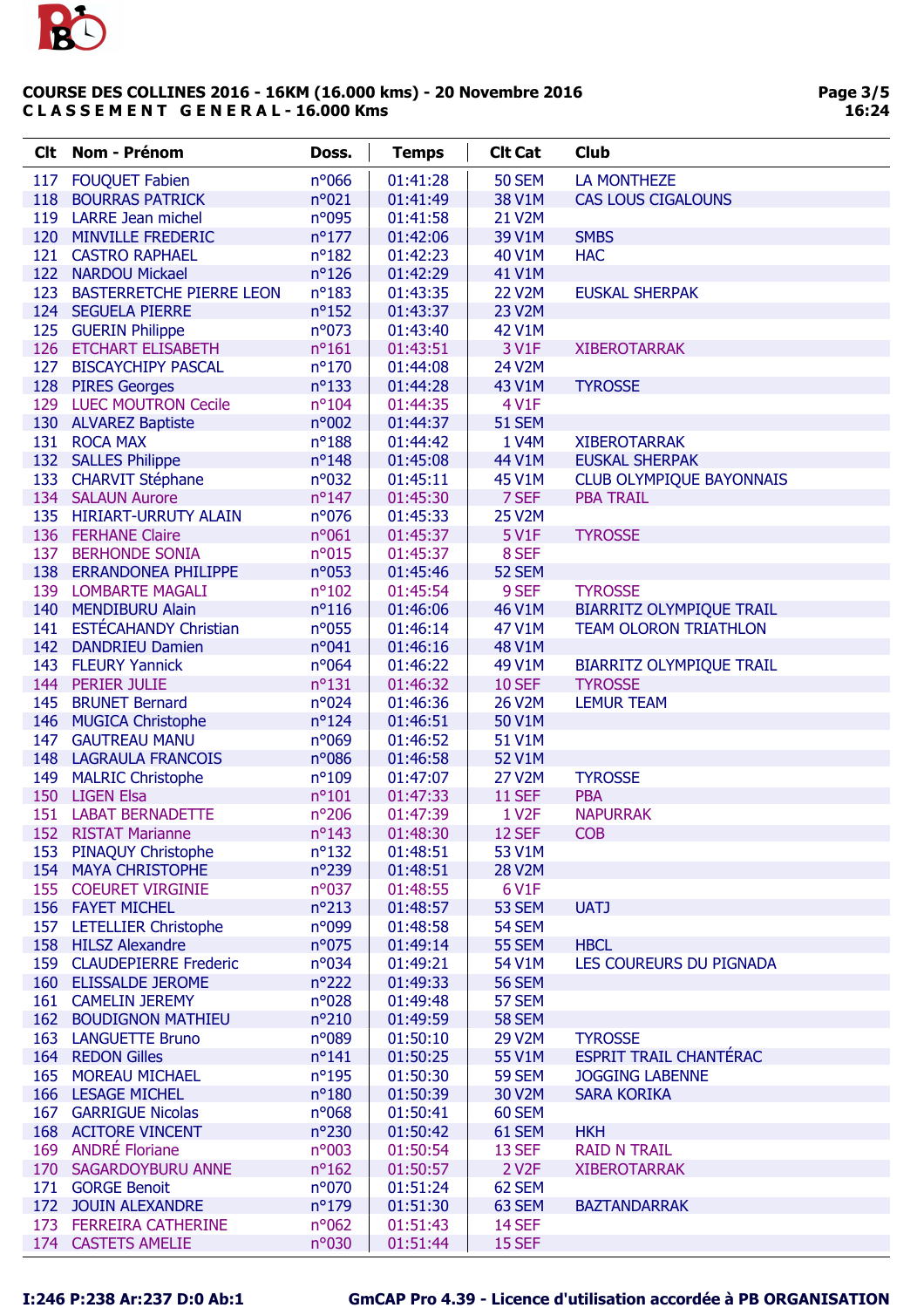**COURSE DES COLLINES 2016 - 16KM (16.000 kms) - 20 Novembre 2016**
**C L A S S E M E N T   G E N E R A L - 16.000 Kms**

| Clt | Nom - Prénom | Doss. | Temps | Clt Cat | Club |
|---|---|---|---|---|---|
| 117 | FOUQUET Fabien | n°066 | 01:41:28 | 50 SEM | LA MONTHEZE |
| 118 | BOURRAS PATRICK | n°021 | 01:41:49 | 38 V1M | CAS LOUS CIGALOUNS |
| 119 | LARRE Jean michel | n°095 | 01:41:58 | 21 V2M | |
| 120 | MINVILLE FREDERIC | n°177 | 01:42:06 | 39 V1M | SMBS |
| 121 | CASTRO RAPHAEL | n°182 | 01:42:23 | 40 V1M | HAC |
| 122 | NARDOU Mickael | n°126 | 01:42:29 | 41 V1M | |
| 123 | BASTERRETCHE PIERRE LEON | n°183 | 01:43:35 | 22 V2M | EUSKAL SHERPAK |
| 124 | SEGUELA PIERRE | n°152 | 01:43:37 | 23 V2M | |
| 125 | GUERIN Philippe | n°073 | 01:43:40 | 42 V1M | |
| 126 | ETCHART ELISABETH | n°161 | 01:43:51 | 3 V1F | XIBEROTARRAK |
| 127 | BISCAYCHIPY PASCAL | n°170 | 01:44:08 | 24 V2M | |
| 128 | PIRES Georges | n°133 | 01:44:28 | 43 V1M | TYROSSE |
| 129 | LUEC MOUTRON Cecile | n°104 | 01:44:35 | 4 V1F | |
| 130 | ALVAREZ Baptiste | n°002 | 01:44:37 | 51 SEM | |
| 131 | ROCA MAX | n°188 | 01:44:42 | 1 V4M | XIBEROTARRAK |
| 132 | SALLES Philippe | n°148 | 01:45:08 | 44 V1M | EUSKAL SHERPAK |
| 133 | CHARVIT Stéphane | n°032 | 01:45:11 | 45 V1M | CLUB OLYMPIQUE BAYONNAIS |
| 134 | SALAUN Aurore | n°147 | 01:45:30 | 7 SEF | PBA TRAIL |
| 135 | HIRIART-URRUTY ALAIN | n°076 | 01:45:33 | 25 V2M | |
| 136 | FERHANE Claire | n°061 | 01:45:37 | 5 V1F | TYROSSE |
| 137 | BERHONDE SONIA | n°015 | 01:45:37 | 8 SEF | |
| 138 | ERRANDONEA PHILIPPE | n°053 | 01:45:46 | 52 SEM | |
| 139 | LOMBARTE MAGALI | n°102 | 01:45:54 | 9 SEF | TYROSSE |
| 140 | MENDIBURU Alain | n°116 | 01:46:06 | 46 V1M | BIARRITZ OLYMPIQUE TRAIL |
| 141 | ESTÉCAHANDY Christian | n°055 | 01:46:14 | 47 V1M | TEAM OLORON TRIATHLON |
| 142 | DANDRIEU Damien | n°041 | 01:46:16 | 48 V1M | |
| 143 | FLEURY Yannick | n°064 | 01:46:22 | 49 V1M | BIARRITZ OLYMPIQUE TRAIL |
| 144 | PERIER JULIE | n°131 | 01:46:32 | 10 SEF | TYROSSE |
| 145 | BRUNET Bernard | n°024 | 01:46:36 | 26 V2M | LEMUR TEAM |
| 146 | MUGICA Christophe | n°124 | 01:46:51 | 50 V1M | |
| 147 | GAUTREAU MANU | n°069 | 01:46:52 | 51 V1M | |
| 148 | LAGRAULA FRANCOIS | n°086 | 01:46:58 | 52 V1M | |
| 149 | MALRIC Christophe | n°109 | 01:47:07 | 27 V2M | TYROSSE |
| 150 | LIGEN Elsa | n°101 | 01:47:33 | 11 SEF | PBA |
| 151 | LABAT BERNADETTE | n°206 | 01:47:39 | 1 V2F | NAPURRAK |
| 152 | RISTAT Marianne | n°143 | 01:48:30 | 12 SEF | COB |
| 153 | PINAQUY Christophe | n°132 | 01:48:51 | 53 V1M | |
| 154 | MAYA CHRISTOPHE | n°239 | 01:48:51 | 28 V2M | |
| 155 | COEURET VIRGINIE | n°037 | 01:48:55 | 6 V1F | |
| 156 | FAYET MICHEL | n°213 | 01:48:57 | 53 SEM | UATJ |
| 157 | LETELLIER Christophe | n°099 | 01:48:58 | 54 SEM | |
| 158 | HILSZ Alexandre | n°075 | 01:49:14 | 55 SEM | HBCL |
| 159 | CLAUDEPIERRE Frederic | n°034 | 01:49:21 | 54 V1M | LES COUREURS DU PIGNADA |
| 160 | ELISSALDE JEROME | n°222 | 01:49:33 | 56 SEM | |
| 161 | CAMELIN JEREMY | n°028 | 01:49:48 | 57 SEM | |
| 162 | BOUDIGNON MATHIEU | n°210 | 01:49:59 | 58 SEM | |
| 163 | LANGUETTE Bruno | n°089 | 01:50:10 | 29 V2M | TYROSSE |
| 164 | REDON Gilles | n°141 | 01:50:25 | 55 V1M | ESPRIT TRAIL CHANTÉRAC |
| 165 | MOREAU MICHAEL | n°195 | 01:50:30 | 59 SEM | JOGGING LABENNE |
| 166 | LESAGE MICHEL | n°180 | 01:50:39 | 30 V2M | SARA KORIKA |
| 167 | GARRIGUE Nicolas | n°068 | 01:50:41 | 60 SEM | |
| 168 | ACITORE VINCENT | n°230 | 01:50:42 | 61 SEM | HKH |
| 169 | ANDRÉ Floriane | n°003 | 01:50:54 | 13 SEF | RAID N TRAIL |
| 170 | SAGARDOYBURU ANNE | n°162 | 01:50:57 | 2 V2F | XIBEROTARRAK |
| 171 | GORGE Benoit | n°070 | 01:51:24 | 62 SEM | |
| 172 | JOUIN ALEXANDRE | n°179 | 01:51:30 | 63 SEM | BAZTANDARRAK |
| 173 | FERREIRA CATHERINE | n°062 | 01:51:43 | 14 SEF | |
| 174 | CASTETS AMELIE | n°030 | 01:51:44 | 15 SEF | |

**I:246 P:238 Ar:237 D:0 Ab:1**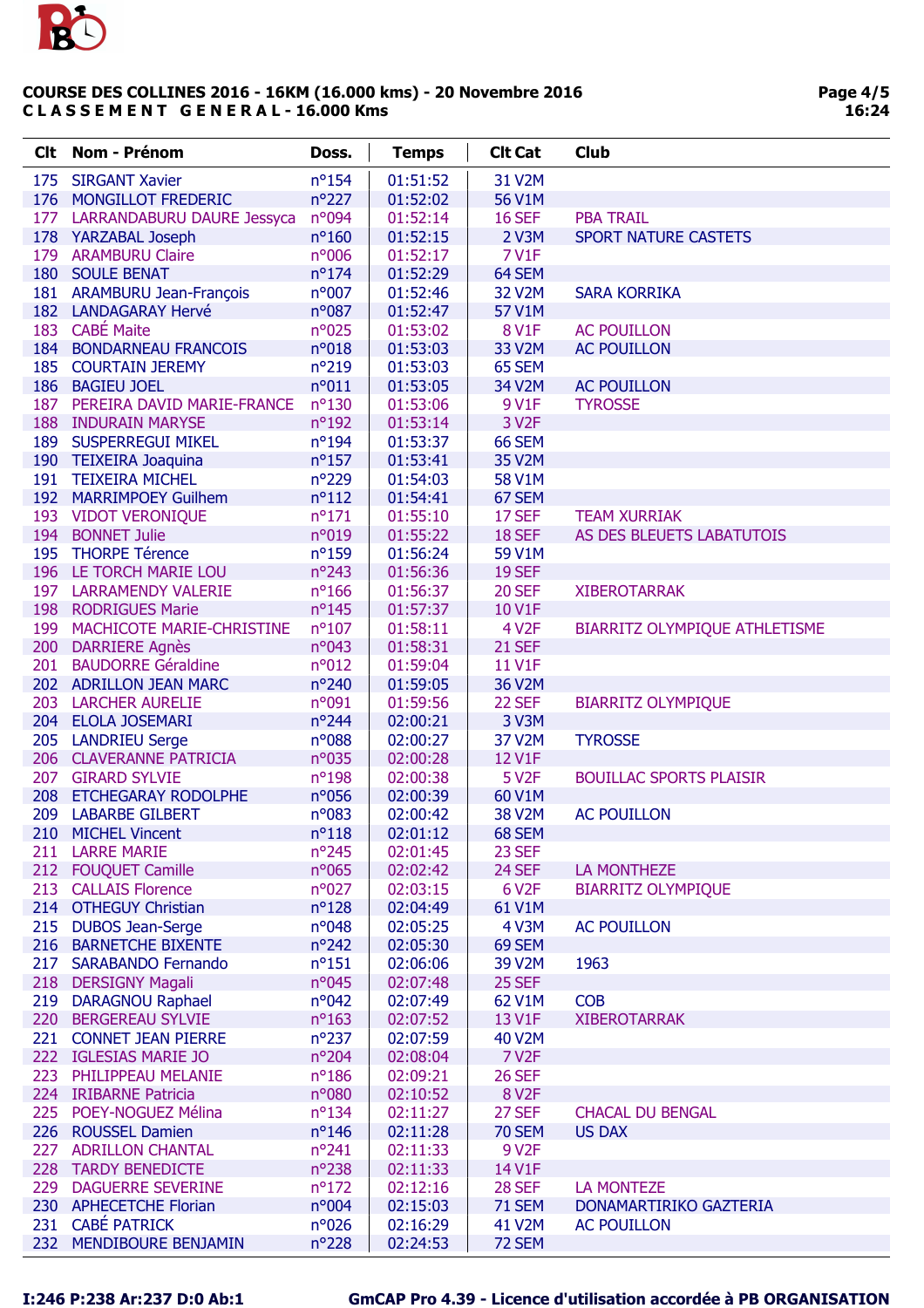**COURSE DES COLLINES 2016 - 16KM (16.000 kms) - 20 Novembre 2016**
**C L A S S E M E N T G E N E R A L - 16.000 Kms**

| Clt | Nom - Prénom | Doss. | Temps | Clt Cat | Club |
|---|---|---|---|---|---|
| 175 | SIRGANT Xavier | n°154 | 01:51:52 | 31 V2M | |
| 176 | MONGILLOT FREDERIC | n°227 | 01:52:02 | 56 V1M | |
| 177 | LARRANDABURU DAURE Jessyca | n°094 | 01:52:14 | 16 SEF | PBA TRAIL |
| 178 | YARZABAL Joseph | n°160 | 01:52:15 | 2 V3M | SPORT NATURE CASTETS |
| 179 | ARAMBURU Claire | n°006 | 01:52:17 | 7 V1F | |
| 180 | SOULE BENAT | n°174 | 01:52:29 | 64 SEM | |
| 181 | ARAMBURU Jean-François | n°007 | 01:52:46 | 32 V2M | SARA KORRIKA |
| 182 | LANDAGARAY Hervé | n°087 | 01:52:47 | 57 V1M | |
| 183 | CABÉ Maite | n°025 | 01:53:02 | 8 V1F | AC POUILLON |
| 184 | BONDARNEAU FRANCOIS | n°018 | 01:53:03 | 33 V2M | AC POUILLON |
| 185 | COURTAIN JEREMY | n°219 | 01:53:03 | 65 SEM | |
| 186 | BAGIEU JOEL | n°011 | 01:53:05 | 34 V2M | AC POUILLON |
| 187 | PEREIRA DAVID MARIE-FRANCE | n°130 | 01:53:06 | 9 V1F | TYROSSE |
| 188 | INDURAIN MARYSE | n°192 | 01:53:14 | 3 V2F | |
| 189 | SUSPERREGUI MIKEL | n°194 | 01:53:37 | 66 SEM | |
| 190 | TEIXEIRA Joaquina | n°157 | 01:53:41 | 35 V2M | |
| 191 | TEIXEIRA MICHEL | n°229 | 01:54:03 | 58 V1M | |
| 192 | MARRIMPOEY Guilhem | n°112 | 01:54:41 | 67 SEM | |
| 193 | VIDOT VERONIQUE | n°171 | 01:55:10 | 17 SEF | TEAM XURRIAK |
| 194 | BONNET Julie | n°019 | 01:55:22 | 18 SEF | AS DES BLEUETS LABATUTOIS |
| 195 | THORPE Térence | n°159 | 01:56:24 | 59 V1M | |
| 196 | LE TORCH MARIE LOU | n°243 | 01:56:36 | 19 SEF | |
| 197 | LARRAMENDY VALERIE | n°166 | 01:56:37 | 20 SEF | XIBEROTARRAK |
| 198 | RODRIGUES Marie | n°145 | 01:57:37 | 10 V1F | |
| 199 | MACHICOTE MARIE-CHRISTINE | n°107 | 01:58:11 | 4 V2F | BIARRITZ OLYMPIQUE ATHLETISME |
| 200 | DARRIERE Agnès | n°043 | 01:58:31 | 21 SEF | |
| 201 | BAUDORRE Géraldine | n°012 | 01:59:04 | 11 V1F | |
| 202 | ADRILLON JEAN MARC | n°240 | 01:59:05 | 36 V2M | |
| 203 | LARCHER AURELIE | n°091 | 01:59:56 | 22 SEF | BIARRITZ OLYMPIQUE |
| 204 | ELOLA JOSEMARI | n°244 | 02:00:21 | 3 V3M | |
| 205 | LANDRIEU Serge | n°088 | 02:00:27 | 37 V2M | TYROSSE |
| 206 | CLAVERANNE PATRICIA | n°035 | 02:00:28 | 12 V1F | |
| 207 | GIRARD SYLVIE | n°198 | 02:00:38 | 5 V2F | BOUILLAC SPORTS PLAISIR |
| 208 | ETCHEGARAY RODOLPHE | n°056 | 02:00:39 | 60 V1M | |
| 209 | LABARBE GILBERT | n°083 | 02:00:42 | 38 V2M | AC POUILLON |
| 210 | MICHEL Vincent | n°118 | 02:01:12 | 68 SEM | |
| 211 | LARRE MARIE | n°245 | 02:01:45 | 23 SEF | |
| 212 | FOUQUET Camille | n°065 | 02:02:42 | 24 SEF | LA MONTHEZE |
| 213 | CALLAIS Florence | n°027 | 02:03:15 | 6 V2F | BIARRITZ OLYMPIQUE |
| 214 | OTHEGUY Christian | n°128 | 02:04:49 | 61 V1M | |
| 215 | DUBOS Jean-Serge | n°048 | 02:05:25 | 4 V3M | AC POUILLON |
| 216 | BARNETCHE BIXENTE | n°242 | 02:05:30 | 69 SEM | |
| 217 | SARABANDO Fernando | n°151 | 02:06:06 | 39 V2M | 1963 |
| 218 | DERSIGNY Magali | n°045 | 02:07:48 | 25 SEF | |
| 219 | DARAGNOU Raphael | n°042 | 02:07:49 | 62 V1M | COB |
| 220 | BERGEREAU SYLVIE | n°163 | 02:07:52 | 13 V1F | XIBEROTARRAK |
| 221 | CONNET JEAN PIERRE | n°237 | 02:07:59 | 40 V2M | |
| 222 | IGLESIAS MARIE JO | n°204 | 02:08:04 | 7 V2F | |
| 223 | PHILIPPEAU MELANIE | n°186 | 02:09:21 | 26 SEF | |
| 224 | IRIBARNE Patricia | n°080 | 02:10:52 | 8 V2F | |
| 225 | POEY-NOGUEZ Mélina | n°134 | 02:11:27 | 27 SEF | CHACAL DU BENGAL |
| 226 | ROUSSEL Damien | n°146 | 02:11:28 | 70 SEM | US DAX |
| 227 | ADRILLON CHANTAL | n°241 | 02:11:33 | 9 V2F | |
| 228 | TARDY BENEDICTE | n°238 | 02:11:33 | 14 V1F | |
| 229 | DAGUERRE SEVERINE | n°172 | 02:12:16 | 28 SEF | LA MONTEZE |
| 230 | APHECETCHE Florian | n°004 | 02:15:03 | 71 SEM | DONAMARTIRIKO GAZTERIA |
| 231 | CABÉ PATRICK | n°026 | 02:16:29 | 41 V2M | AC POUILLON |
| 232 | MENDIBOURE BENJAMIN | n°228 | 02:24:53 | 72 SEM | |

I:246 P:238 Ar:237 D:0 Ab:1

GmCAP Pro 4.39 - Licence d'utilisation accordée à PB ORGANISATION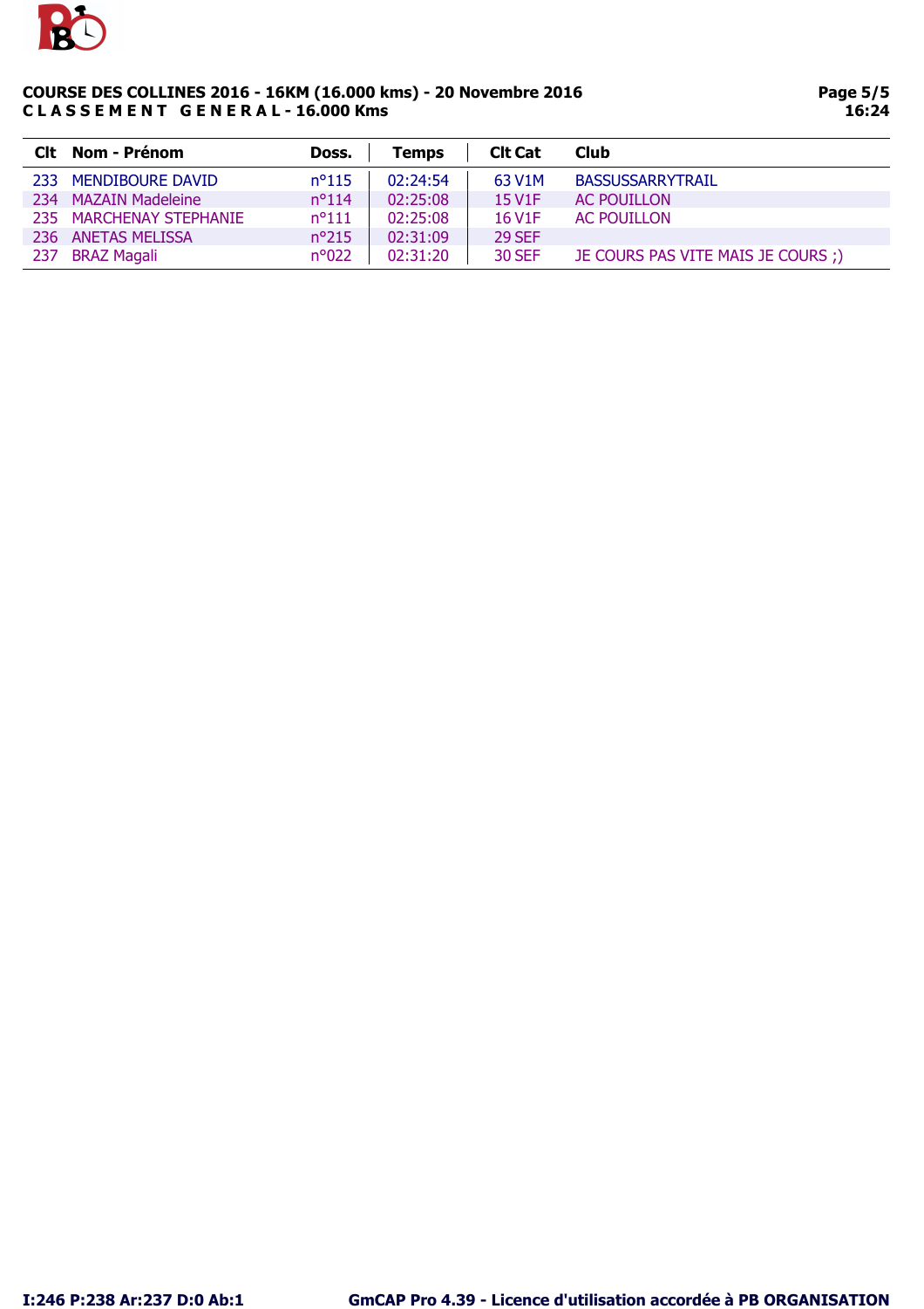**COURSE DES COLLINES 2016 - 16KM (16.000 kms) - 20 Novembre 2016**
**C L A S S E M E N T G E N E R A L - 16.000 Kms**

| Clt | Nom - Prénom | Doss. | Temps | Clt Cat | Club |
|---|---|---|---|---|---|
| 233 | MENDIBOURE DAVID | n°115 | 02:24:54 | 63 V1M | BASSUSSARRYTRAIL |
| 234 | MAZAIN Madeleine | n°114 | 02:25:08 | 15 V1F | AC POUILLON |
| 235 | MARCHENAY STEPHANIE | n°111 | 02:25:08 | 16 V1F | AC POUILLON |
| 236 | ANETAS MELISSA | n°215 | 02:31:09 | 29 SEF | |
| 237 | BRAZ Magali | n°022 | 02:31:20 | 30 SEF | JE COURS PAS VITE MAIS JE COURS ;) |

I:246 P:238 Ar:237 D:0 Ab:1

GmCAP Pro 4.39 - Licence d'utilisation accordée à PB ORGANISATION